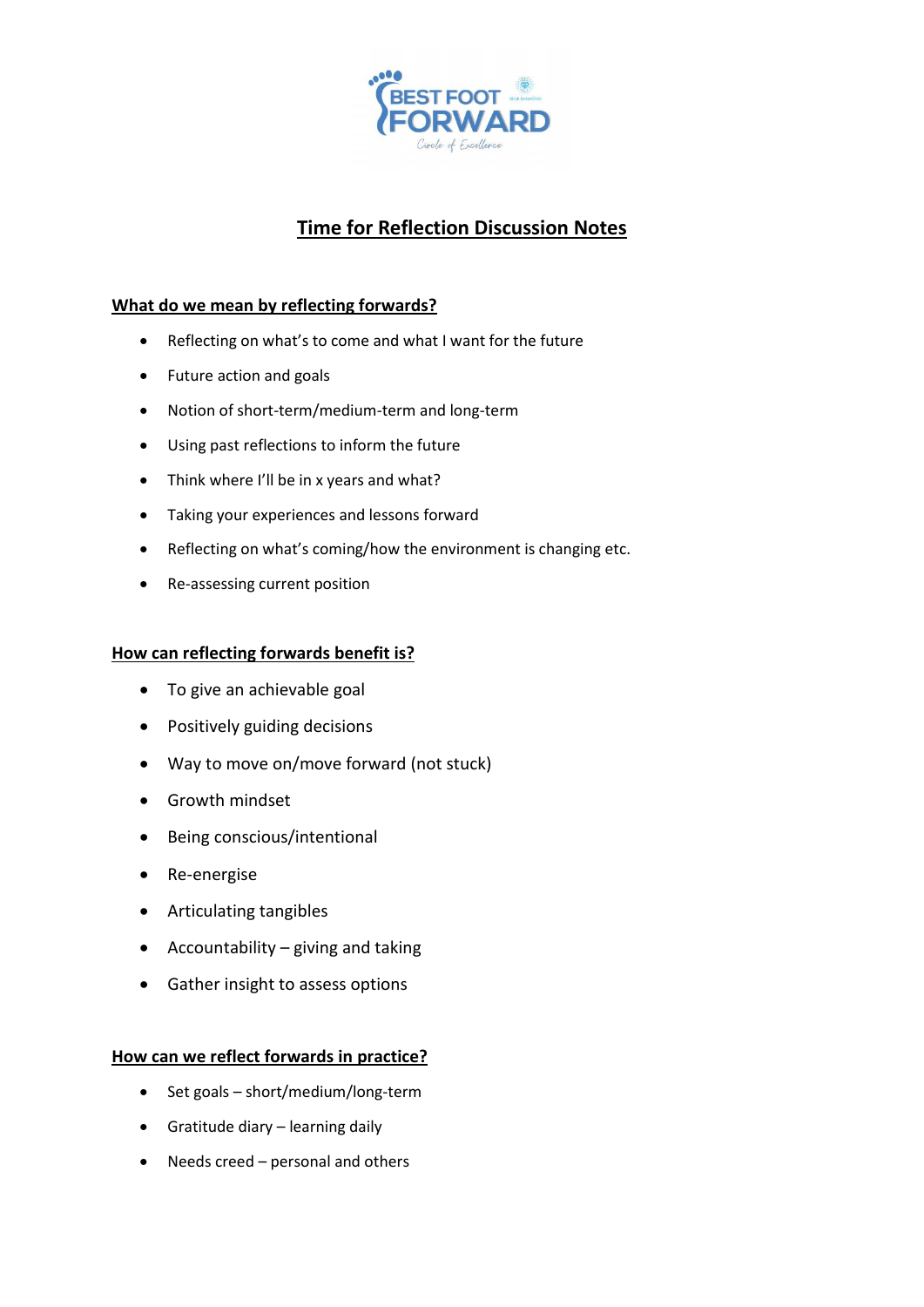# Time for Reflection Discussion Notes

## What do we mean by reflecting forwards?

- Reflecting on what's to come and what I want for the future
- Future action and goals
- Notion of short-term/medium-term and long-term
- Using past reflections to inform the future
- Think where I'll be in x years and what?
- Taking your experiences and lessons forward
- Reflecting on what's coming/how the environment is changing etc.
- Re-assessing current position

## How can reflecting forwards benefit is?

- To give an achievable goal
- Positively guiding decisions
- Way to move on/move forward (not stuck)
- Growth mindset
- Being conscious/intentional
- Re-energise
- Articulating tangibles
- Accountability – giving and taking
- Gather insight to assess options

## How can we reflect forwards in practice?

- Set goals – short/medium/long-term
- Gratitude diary – learning daily
- Needs creed – personal and others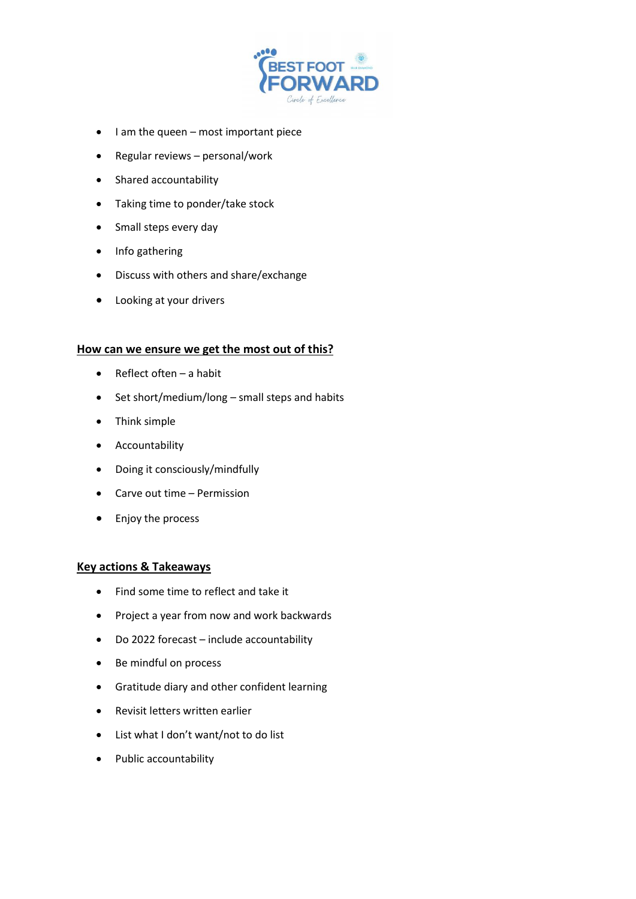- I am the queen – most important piece
- Regular reviews – personal/work
- Shared accountability
- Taking time to ponder/take stock
- Small steps every day
- Info gathering
- Discuss with others and share/exchange
- Looking at your drivers

## How can we ensure we get the most out of this?

- Reflect often – a habit
- Set short/medium/long – small steps and habits
- Think simple
- Accountability
- Doing it consciously/mindfully
- Carve out time – Permission
- Enjoy the process

## Key actions & Takeaways

- Find some time to reflect and take it
- Project a year from now and work backwards
- Do 2022 forecast – include accountability
- Be mindful on process
- Gratitude diary and other confident learning
- Revisit letters written earlier
- List what I don't want/not to do list
- Public accountability